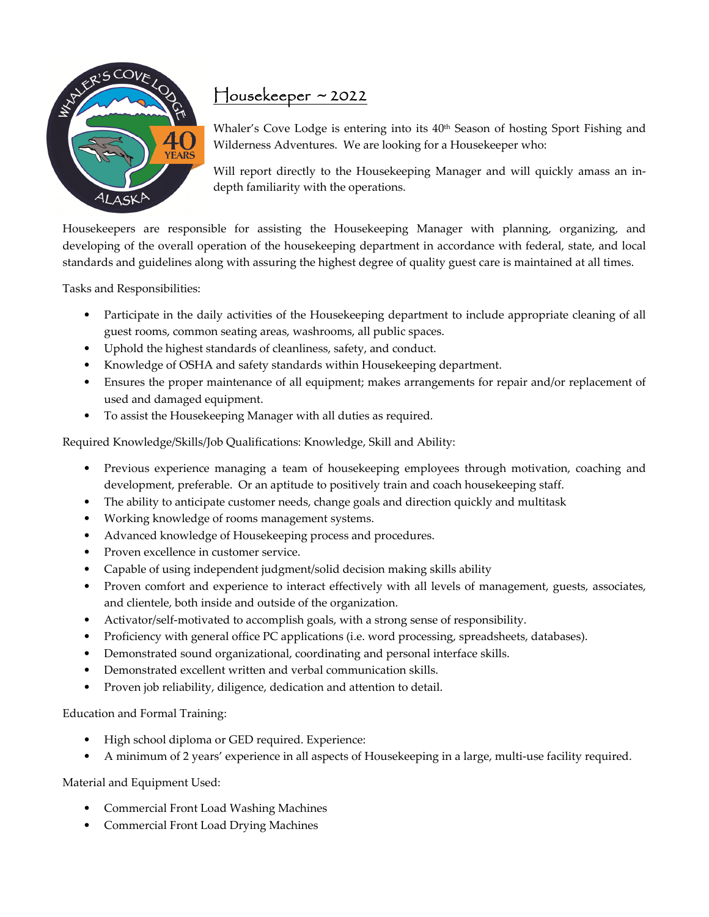# Housekeeper ~ 2022

Whaler's Cove Lodge is entering into its 40th Season of hosting Sport Fishing and Wilderness Adventures. We are looking for a Housekeeper who:

Will report directly to the Housekeeping Manager and will quickly amass an in-depth familiarity with the operations.

Housekeepers are responsible for assisting the Housekeeping Manager with planning, organizing, and developing of the overall operation of the housekeeping department in accordance with federal, state, and local standards and guidelines along with assuring the highest degree of quality guest care is maintained at all times.

Tasks and Responsibilities:

- Participate in the daily activities of the Housekeeping department to include appropriate cleaning of all guest rooms, common seating areas, washrooms, all public spaces.
- Uphold the highest standards of cleanliness, safety, and conduct.
- Knowledge of OSHA and safety standards within Housekeeping department.
- Ensures the proper maintenance of all equipment; makes arrangements for repair and/or replacement of used and damaged equipment.
- To assist the Housekeeping Manager with all duties as required.

Required Knowledge/Skills/Job Qualifications: Knowledge, Skill and Ability:

- Previous experience managing a team of housekeeping employees through motivation, coaching and development, preferable. Or an aptitude to positively train and coach housekeeping staff.
- The ability to anticipate customer needs, change goals and direction quickly and multitask
- Working knowledge of rooms management systems.
- Advanced knowledge of Housekeeping process and procedures.
- Proven excellence in customer service.
- Capable of using independent judgment/solid decision making skills ability
- Proven comfort and experience to interact effectively with all levels of management, guests, associates, and clientele, both inside and outside of the organization.
- Activator/self-motivated to accomplish goals, with a strong sense of responsibility.
- Proficiency with general office PC applications (i.e. word processing, spreadsheets, databases).
- Demonstrated sound organizational, coordinating and personal interface skills.
- Demonstrated excellent written and verbal communication skills.
- Proven job reliability, diligence, dedication and attention to detail.

Education and Formal Training:

- High school diploma or GED required. Experience:
- A minimum of 2 years' experience in all aspects of Housekeeping in a large, multi-use facility required.

Material and Equipment Used:

- Commercial Front Load Washing Machines
- Commercial Front Load Drying Machines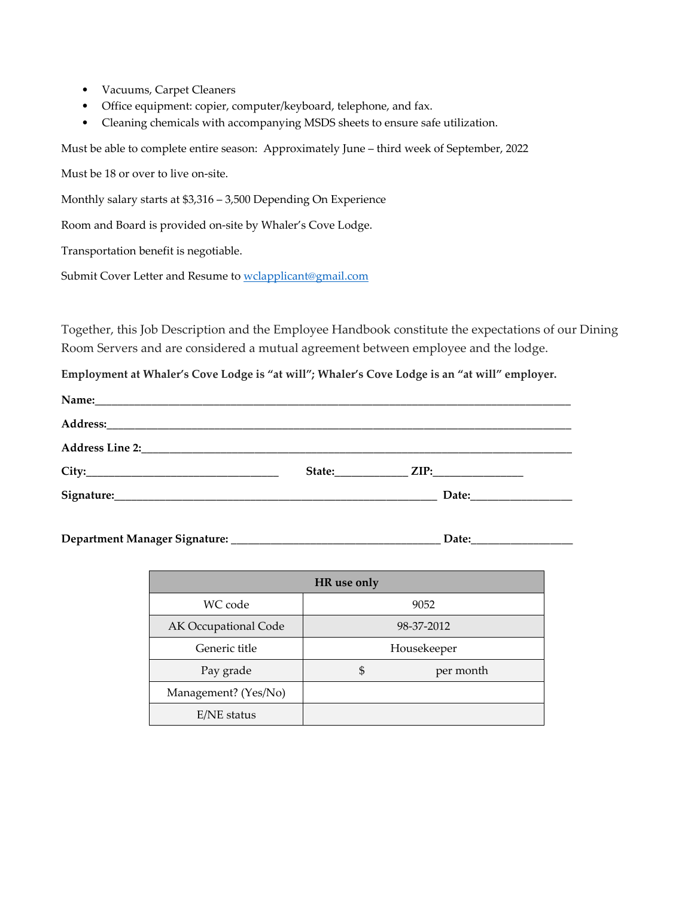- Vacuums, Carpet Cleaners
- Office equipment: copier, computer/keyboard, telephone, and fax.
- Cleaning chemicals with accompanying MSDS sheets to ensure safe utilization.

Must be able to complete entire season: Approximately June – third week of September, 2022

Must be 18 or over to live on-site.

Monthly salary starts at $3,316 – 3,500 Depending On Experience

Room and Board is provided on-site by Whaler's Cove Lodge.

Transportation benefit is negotiable.

Submit Cover Letter and Resume to wclapplicant@gmail.com

Together, this Job Description and the Employee Handbook constitute the expectations of our Dining Room Servers and are considered a mutual agreement between employee and the lodge.

**Employment at Whaler's Cove Lodge is "at will"; Whaler's Cove Lodge is an "at will" employer.**

**Name:**\_\_\_\_\_\_\_\_\_\_\_\_\_\_\_\_\_\_\_\_\_\_\_\_\_\_\_\_\_\_\_\_\_\_\_\_\_\_\_\_\_\_\_\_\_\_\_\_\_\_\_\_\_\_\_\_\_\_\_\_

**Address:**\_\_\_\_\_\_\_\_\_\_\_\_\_\_\_\_\_\_\_\_\_\_\_\_\_\_\_\_\_\_\_\_\_\_\_\_\_\_\_\_\_\_\_\_\_\_\_\_\_\_\_\_\_\_\_\_

**Address Line 2:**\_\_\_\_\_\_\_\_\_\_\_\_\_\_\_\_\_\_\_\_\_\_\_\_\_\_\_\_\_\_\_\_\_\_\_\_\_\_\_\_\_\_\_\_\_\_\_\_\_\_\_

**City:**\_\_\_\_\_\_\_\_\_\_\_\_\_\_\_\_\_\_\_\_\_\_\_\_\_\_ **State:**\_\_\_\_\_\_\_\_\_\_ **ZIP:**\_\_\_\_\_\_\_\_\_\_\_\_

**Signature:**\_\_\_\_\_\_\_\_\_\_\_\_\_\_\_\_\_\_\_\_\_\_\_\_\_\_\_\_\_\_\_\_\_\_\_\_\_\_\_\_\_\_\_\_ **Date:**\_\_\_\_\_\_\_\_\_\_\_\_\_\_

**Department Manager Signature:** \_\_\_\_\_\_\_\_\_\_\_\_\_\_\_\_\_\_\_\_\_\_\_\_\_\_\_\_ **Date:**\_\_\_\_\_\_\_\_\_\_\_\_\_\_

| **HR use only** | |
|---|---|
| WC code | 9052 |
| AK Occupational Code | 98-37-2012 |
| Generic title | Housekeeper |
| Pay grade | $ per month |
| Management? (Yes/No) | |
| E/NE status | |